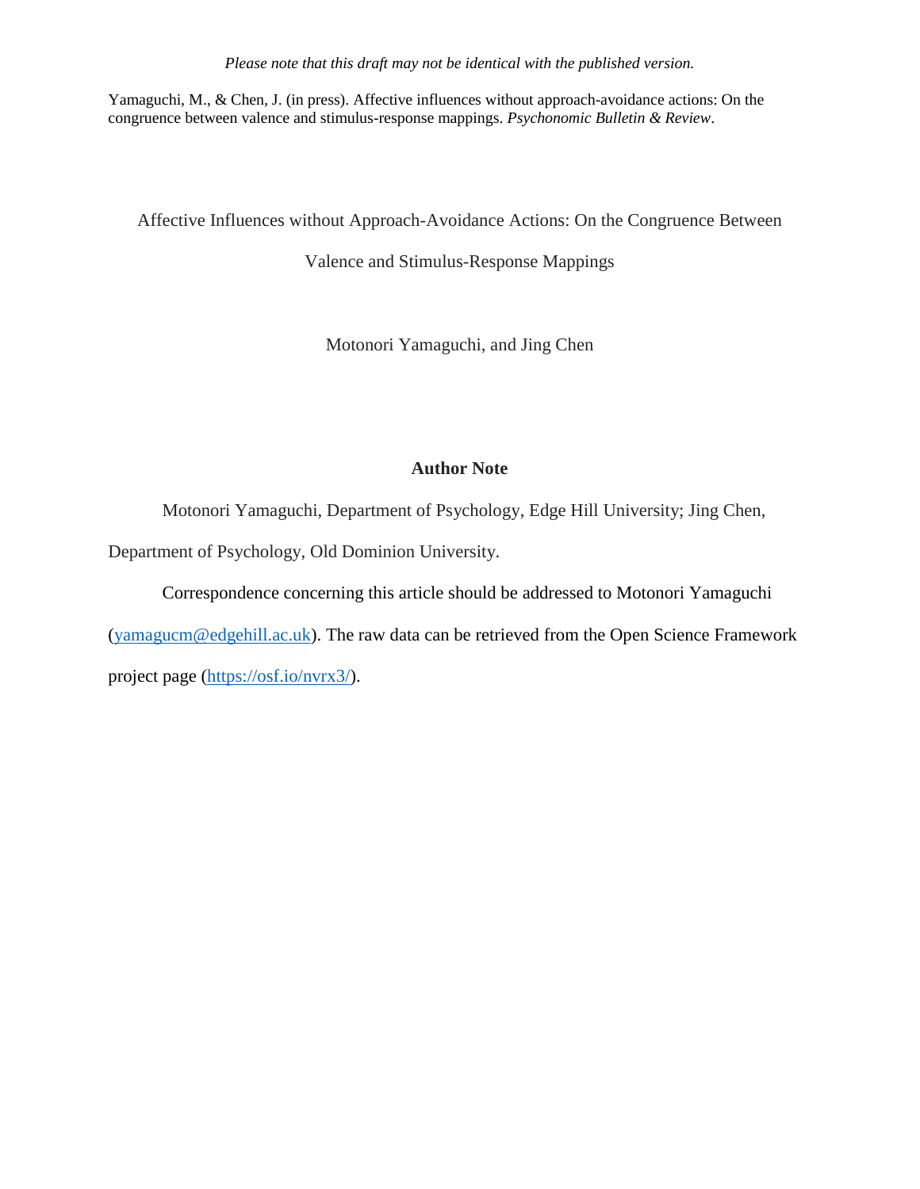*Please note that this draft may not be identical with the published version.*

Yamaguchi, M., & Chen, J. (in press). Affective influences without approach-avoidance actions: On the congruence between valence and stimulus-response mappings. *Psychonomic Bulletin & Review*.

# Affective Influences without Approach-Avoidance Actions: On the Congruence Between Valence and Stimulus-Response Mappings

Motonori Yamaguchi, and Jing Chen

## Author Note

Motonori Yamaguchi, Department of Psychology, Edge Hill University; Jing Chen, Department of Psychology, Old Dominion University.

Correspondence concerning this article should be addressed to Motonori Yamaguchi (yamagucm@edgehill.ac.uk). The raw data can be retrieved from the Open Science Framework project page (https://osf.io/nvrx3/).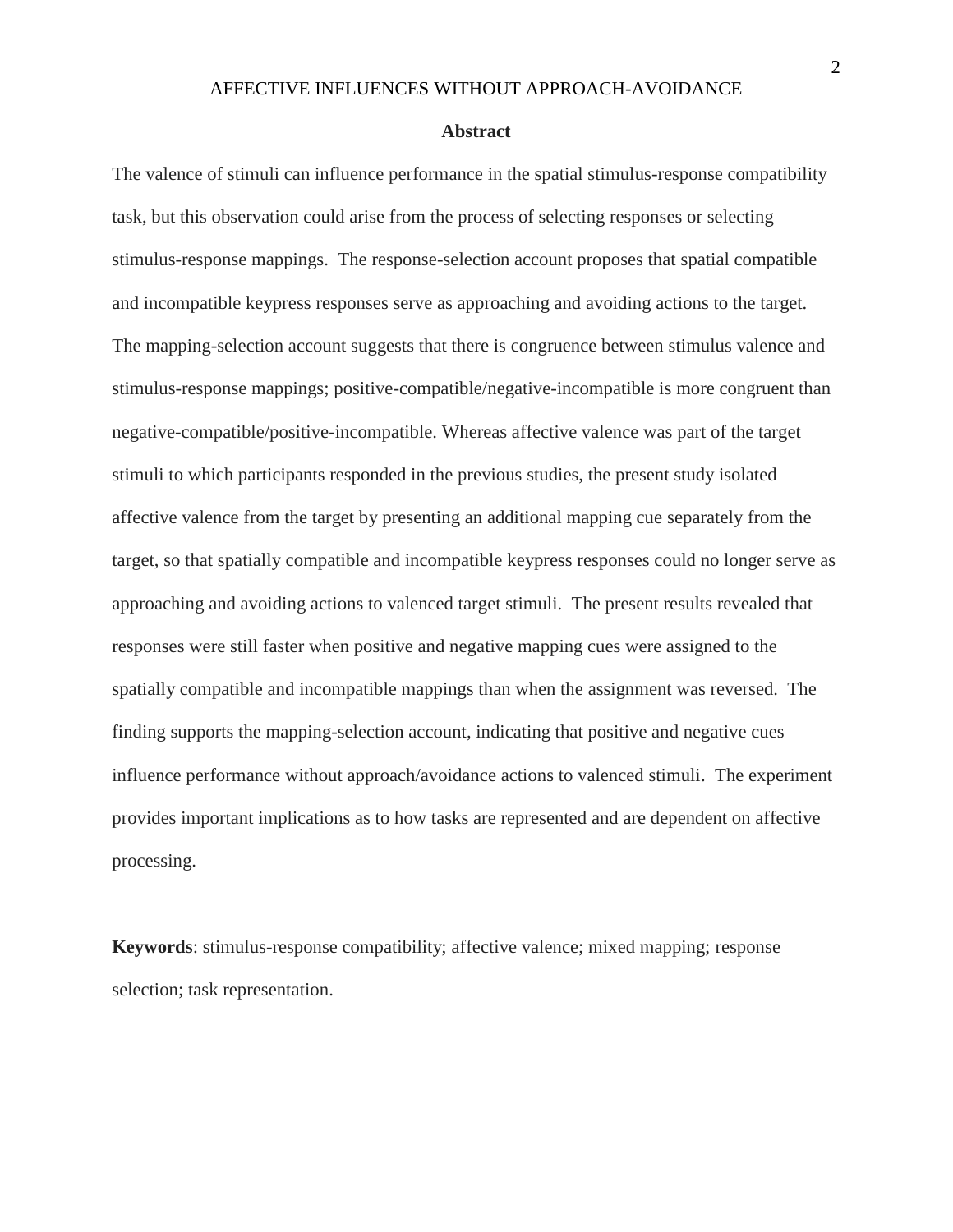## Abstract

The valence of stimuli can influence performance in the spatial stimulus-response compatibility task, but this observation could arise from the process of selecting responses or selecting stimulus-response mappings. The response-selection account proposes that spatial compatible and incompatible keypress responses serve as approaching and avoiding actions to the target. The mapping-selection account suggests that there is congruence between stimulus valence and stimulus-response mappings; positive-compatible/negative-incompatible is more congruent than negative-compatible/positive-incompatible. Whereas affective valence was part of the target stimuli to which participants responded in the previous studies, the present study isolated affective valence from the target by presenting an additional mapping cue separately from the target, so that spatially compatible and incompatible keypress responses could no longer serve as approaching and avoiding actions to valenced target stimuli. The present results revealed that responses were still faster when positive and negative mapping cues were assigned to the spatially compatible and incompatible mappings than when the assignment was reversed. The finding supports the mapping-selection account, indicating that positive and negative cues influence performance without approach/avoidance actions to valenced stimuli. The experiment provides important implications as to how tasks are represented and are dependent on affective processing.

**Keywords**: stimulus-response compatibility; affective valence; mixed mapping; response selection; task representation.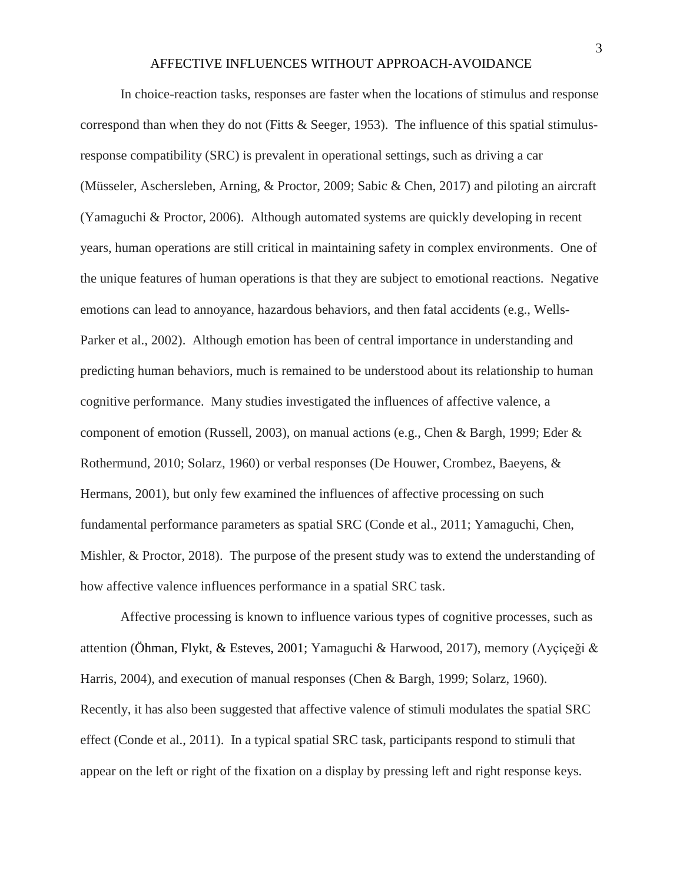In choice-reaction tasks, responses are faster when the locations of stimulus and response correspond than when they do not (Fitts & Seeger, 1953). The influence of this spatial stimulus-response compatibility (SRC) is prevalent in operational settings, such as driving a car (Müsseler, Aschersleben, Arning, & Proctor, 2009; Sabic & Chen, 2017) and piloting an aircraft (Yamaguchi & Proctor, 2006). Although automated systems are quickly developing in recent years, human operations are still critical in maintaining safety in complex environments. One of the unique features of human operations is that they are subject to emotional reactions. Negative emotions can lead to annoyance, hazardous behaviors, and then fatal accidents (e.g., Wells-Parker et al., 2002). Although emotion has been of central importance in understanding and predicting human behaviors, much is remained to be understood about its relationship to human cognitive performance. Many studies investigated the influences of affective valence, a component of emotion (Russell, 2003), on manual actions (e.g., Chen & Bargh, 1999; Eder & Rothermund, 2010; Solarz, 1960) or verbal responses (De Houwer, Crombez, Baeyens, & Hermans, 2001), but only few examined the influences of affective processing on such fundamental performance parameters as spatial SRC (Conde et al., 2011; Yamaguchi, Chen, Mishler, & Proctor, 2018). The purpose of the present study was to extend the understanding of how affective valence influences performance in a spatial SRC task.

Affective processing is known to influence various types of cognitive processes, such as attention (Öhman, Flykt, & Esteves, 2001; Yamaguchi & Harwood, 2017), memory (Ayçiçeği & Harris, 2004), and execution of manual responses (Chen & Bargh, 1999; Solarz, 1960). Recently, it has also been suggested that affective valence of stimuli modulates the spatial SRC effect (Conde et al., 2011). In a typical spatial SRC task, participants respond to stimuli that appear on the left or right of the fixation on a display by pressing left and right response keys.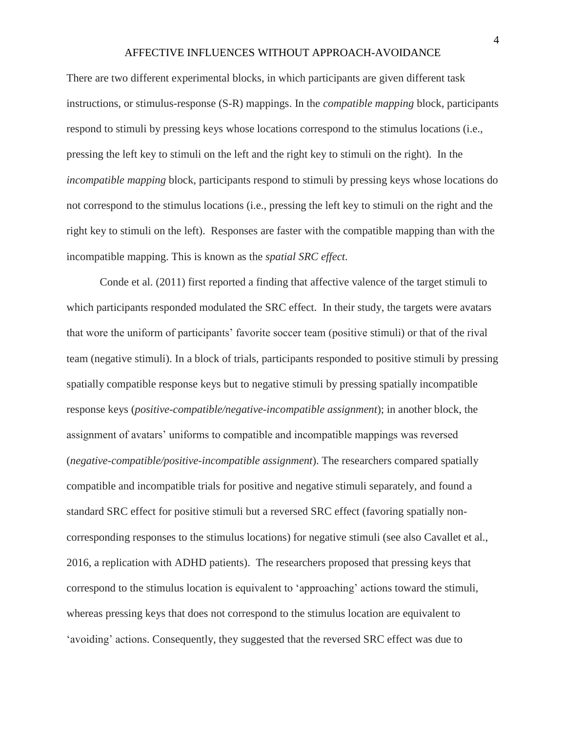There are two different experimental blocks, in which participants are given different task instructions, or stimulus-response (S-R) mappings. In the *compatible mapping* block, participants respond to stimuli by pressing keys whose locations correspond to the stimulus locations (i.e., pressing the left key to stimuli on the left and the right key to stimuli on the right). In the *incompatible mapping* block, participants respond to stimuli by pressing keys whose locations do not correspond to the stimulus locations (i.e., pressing the left key to stimuli on the right and the right key to stimuli on the left). Responses are faster with the compatible mapping than with the incompatible mapping. This is known as the *spatial SRC effect*.

Conde et al. (2011) first reported a finding that affective valence of the target stimuli to which participants responded modulated the SRC effect. In their study, the targets were avatars that wore the uniform of participants' favorite soccer team (positive stimuli) or that of the rival team (negative stimuli). In a block of trials, participants responded to positive stimuli by pressing spatially compatible response keys but to negative stimuli by pressing spatially incompatible response keys (*positive-compatible/negative-incompatible assignment*); in another block, the assignment of avatars' uniforms to compatible and incompatible mappings was reversed (*negative-compatible/positive-incompatible assignment*). The researchers compared spatially compatible and incompatible trials for positive and negative stimuli separately, and found a standard SRC effect for positive stimuli but a reversed SRC effect (favoring spatially non-corresponding responses to the stimulus locations) for negative stimuli (see also Cavallet et al., 2016, a replication with ADHD patients). The researchers proposed that pressing keys that correspond to the stimulus location is equivalent to 'approaching' actions toward the stimuli, whereas pressing keys that does not correspond to the stimulus location are equivalent to 'avoiding' actions. Consequently, they suggested that the reversed SRC effect was due to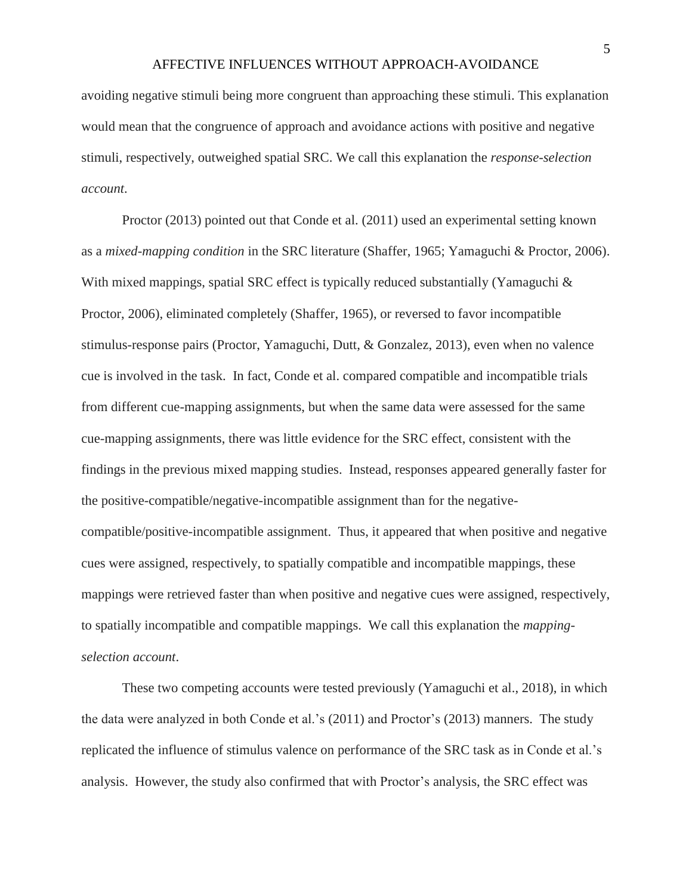avoiding negative stimuli being more congruent than approaching these stimuli. This explanation would mean that the congruence of approach and avoidance actions with positive and negative stimuli, respectively, outweighed spatial SRC. We call this explanation the *response-selection account*.

Proctor (2013) pointed out that Conde et al. (2011) used an experimental setting known as a *mixed-mapping condition* in the SRC literature (Shaffer, 1965; Yamaguchi & Proctor, 2006). With mixed mappings, spatial SRC effect is typically reduced substantially (Yamaguchi & Proctor, 2006), eliminated completely (Shaffer, 1965), or reversed to favor incompatible stimulus-response pairs (Proctor, Yamaguchi, Dutt, & Gonzalez, 2013), even when no valence cue is involved in the task. In fact, Conde et al. compared compatible and incompatible trials from different cue-mapping assignments, but when the same data were assessed for the same cue-mapping assignments, there was little evidence for the SRC effect, consistent with the findings in the previous mixed mapping studies. Instead, responses appeared generally faster for the positive-compatible/negative-incompatible assignment than for the negative-compatible/positive-incompatible assignment. Thus, it appeared that when positive and negative cues were assigned, respectively, to spatially compatible and incompatible mappings, these mappings were retrieved faster than when positive and negative cues were assigned, respectively, to spatially incompatible and compatible mappings. We call this explanation the *mapping-selection account*.

These two competing accounts were tested previously (Yamaguchi et al., 2018), in which the data were analyzed in both Conde et al.'s (2011) and Proctor's (2013) manners. The study replicated the influence of stimulus valence on performance of the SRC task as in Conde et al.'s analysis. However, the study also confirmed that with Proctor's analysis, the SRC effect was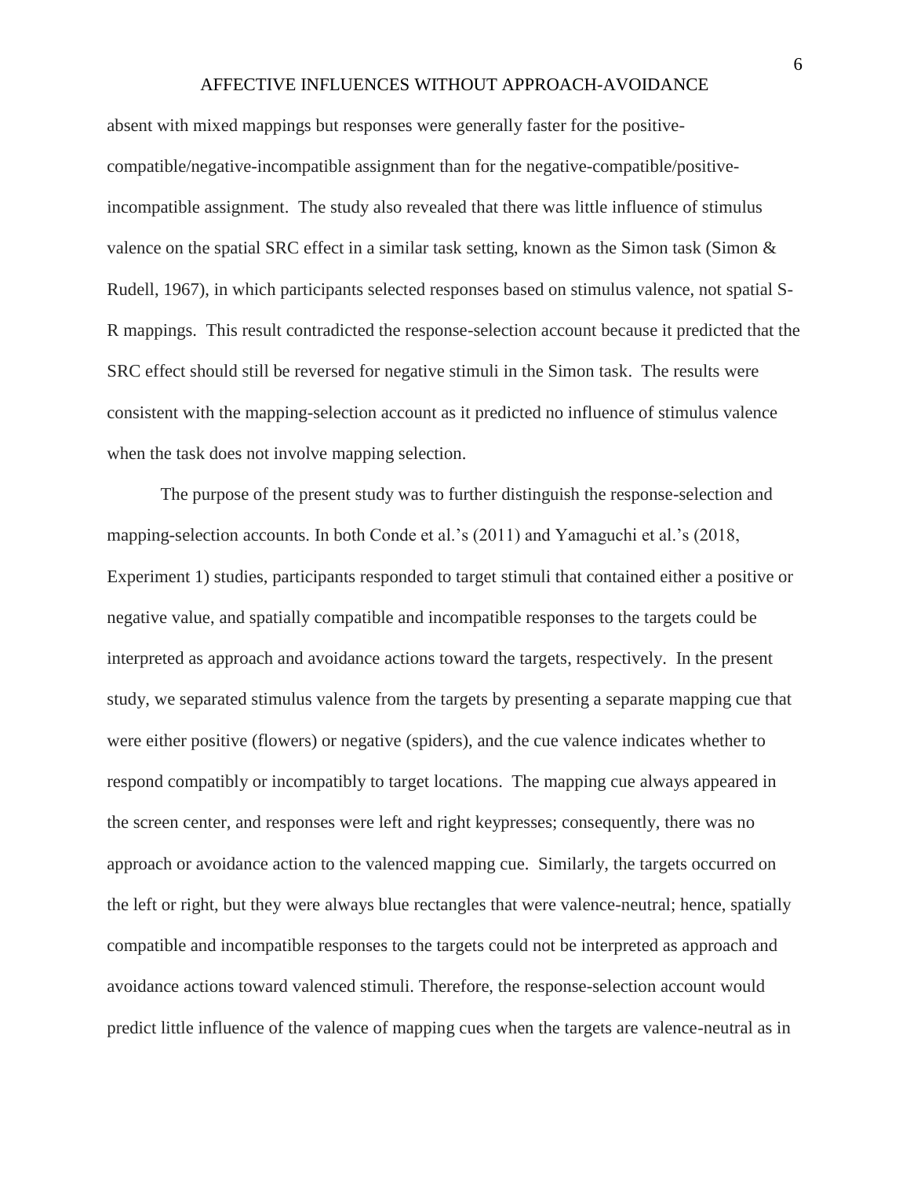absent with mixed mappings but responses were generally faster for the positive-compatible/negative-incompatible assignment than for the negative-compatible/positive-incompatible assignment. The study also revealed that there was little influence of stimulus valence on the spatial SRC effect in a similar task setting, known as the Simon task (Simon & Rudell, 1967), in which participants selected responses based on stimulus valence, not spatial S-R mappings. This result contradicted the response-selection account because it predicted that the SRC effect should still be reversed for negative stimuli in the Simon task. The results were consistent with the mapping-selection account as it predicted no influence of stimulus valence when the task does not involve mapping selection.

The purpose of the present study was to further distinguish the response-selection and mapping-selection accounts. In both Conde et al.'s (2011) and Yamaguchi et al.'s (2018, Experiment 1) studies, participants responded to target stimuli that contained either a positive or negative value, and spatially compatible and incompatible responses to the targets could be interpreted as approach and avoidance actions toward the targets, respectively. In the present study, we separated stimulus valence from the targets by presenting a separate mapping cue that were either positive (flowers) or negative (spiders), and the cue valence indicates whether to respond compatibly or incompatibly to target locations. The mapping cue always appeared in the screen center, and responses were left and right keypresses; consequently, there was no approach or avoidance action to the valenced mapping cue. Similarly, the targets occurred on the left or right, but they were always blue rectangles that were valence-neutral; hence, spatially compatible and incompatible responses to the targets could not be interpreted as approach and avoidance actions toward valenced stimuli. Therefore, the response-selection account would predict little influence of the valence of mapping cues when the targets are valence-neutral as in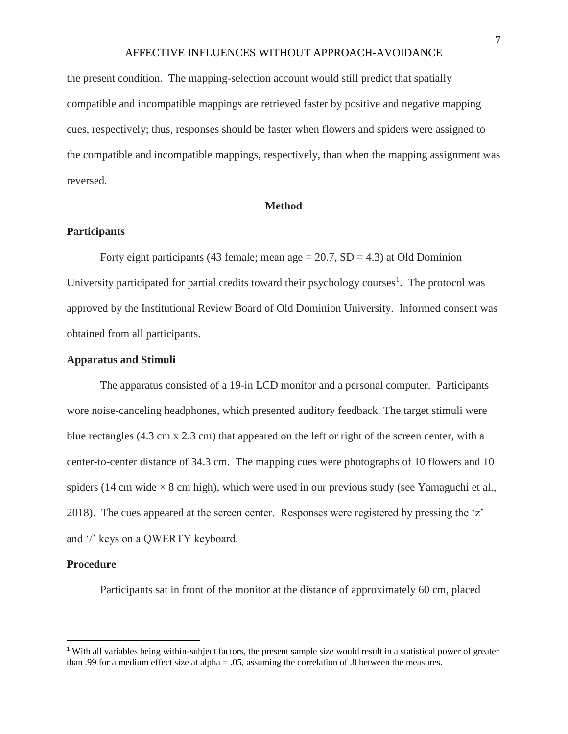the present condition. The mapping-selection account would still predict that spatially compatible and incompatible mappings are retrieved faster by positive and negative mapping cues, respectively; thus, responses should be faster when flowers and spiders were assigned to the compatible and incompatible mappings, respectively, than when the mapping assignment was reversed.

## Method

### Participants

Forty eight participants (43 female; mean age = 20.7, SD = 4.3) at Old Dominion University participated for partial credits toward their psychology courses[1]. The protocol was approved by the Institutional Review Board of Old Dominion University. Informed consent was obtained from all participants.

### Apparatus and Stimuli

The apparatus consisted of a 19-in LCD monitor and a personal computer. Participants wore noise-canceling headphones, which presented auditory feedback. The target stimuli were blue rectangles (4.3 cm x 2.3 cm) that appeared on the left or right of the screen center, with a center-to-center distance of 34.3 cm. The mapping cues were photographs of 10 flowers and 10 spiders (14 cm wide × 8 cm high), which were used in our previous study (see Yamaguchi et al., 2018). The cues appeared at the screen center. Responses were registered by pressing the 'z' and '/' keys on a QWERTY keyboard.

### Procedure

Participants sat in front of the monitor at the distance of approximately 60 cm, placed

---

[1] With all variables being within-subject factors, the present sample size would result in a statistical power of greater than .99 for a medium effect size at alpha = .05, assuming the correlation of .8 between the measures.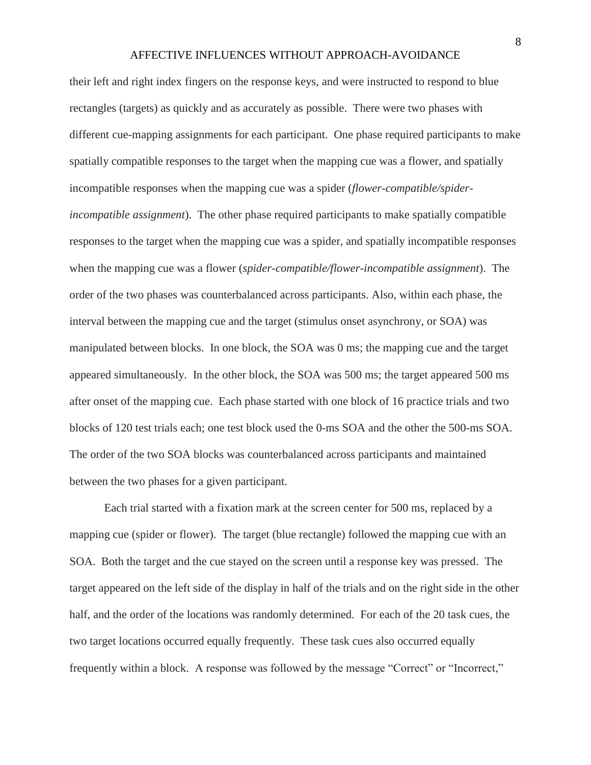their left and right index fingers on the response keys, and were instructed to respond to blue rectangles (targets) as quickly and as accurately as possible. There were two phases with different cue-mapping assignments for each participant. One phase required participants to make spatially compatible responses to the target when the mapping cue was a flower, and spatially incompatible responses when the mapping cue was a spider (*flower-compatible/spider-incompatible assignment*). The other phase required participants to make spatially compatible responses to the target when the mapping cue was a spider, and spatially incompatible responses when the mapping cue was a flower (*spider-compatible/flower-incompatible assignment*). The order of the two phases was counterbalanced across participants. Also, within each phase, the interval between the mapping cue and the target (stimulus onset asynchrony, or SOA) was manipulated between blocks. In one block, the SOA was 0 ms; the mapping cue and the target appeared simultaneously. In the other block, the SOA was 500 ms; the target appeared 500 ms after onset of the mapping cue. Each phase started with one block of 16 practice trials and two blocks of 120 test trials each; one test block used the 0-ms SOA and the other the 500-ms SOA. The order of the two SOA blocks was counterbalanced across participants and maintained between the two phases for a given participant.

Each trial started with a fixation mark at the screen center for 500 ms, replaced by a mapping cue (spider or flower). The target (blue rectangle) followed the mapping cue with an SOA. Both the target and the cue stayed on the screen until a response key was pressed. The target appeared on the left side of the display in half of the trials and on the right side in the other half, and the order of the locations was randomly determined. For each of the 20 task cues, the two target locations occurred equally frequently. These task cues also occurred equally frequently within a block. A response was followed by the message "Correct" or "Incorrect,"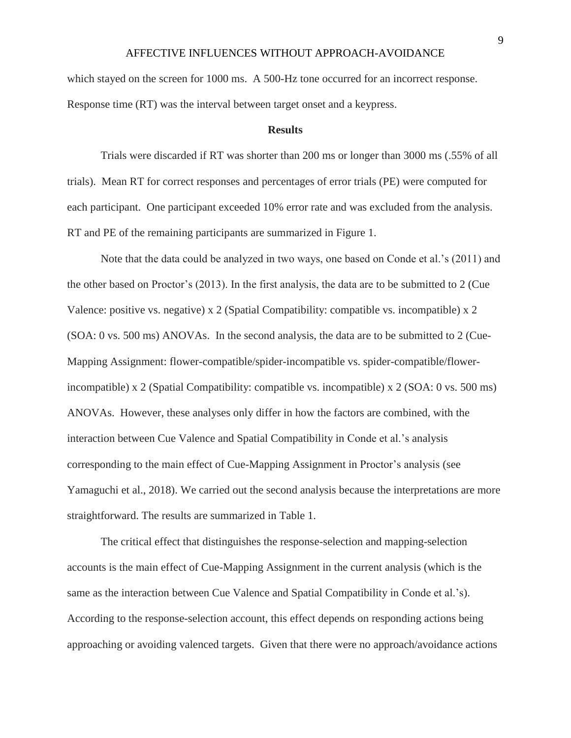which stayed on the screen for 1000 ms. A 500-Hz tone occurred for an incorrect response. Response time (RT) was the interval between target onset and a keypress.

## Results

Trials were discarded if RT was shorter than 200 ms or longer than 3000 ms (.55% of all trials). Mean RT for correct responses and percentages of error trials (PE) were computed for each participant. One participant exceeded 10% error rate and was excluded from the analysis. RT and PE of the remaining participants are summarized in Figure 1.

Note that the data could be analyzed in two ways, one based on Conde et al.'s (2011) and the other based on Proctor's (2013). In the first analysis, the data are to be submitted to 2 (Cue Valence: positive vs. negative) x 2 (Spatial Compatibility: compatible vs. incompatible) x 2 (SOA: 0 vs. 500 ms) ANOVAs. In the second analysis, the data are to be submitted to 2 (Cue-Mapping Assignment: flower-compatible/spider-incompatible vs. spider-compatible/flower-incompatible) x 2 (Spatial Compatibility: compatible vs. incompatible) x 2 (SOA: 0 vs. 500 ms) ANOVAs. However, these analyses only differ in how the factors are combined, with the interaction between Cue Valence and Spatial Compatibility in Conde et al.'s analysis corresponding to the main effect of Cue-Mapping Assignment in Proctor's analysis (see Yamaguchi et al., 2018). We carried out the second analysis because the interpretations are more straightforward. The results are summarized in Table 1.

The critical effect that distinguishes the response-selection and mapping-selection accounts is the main effect of Cue-Mapping Assignment in the current analysis (which is the same as the interaction between Cue Valence and Spatial Compatibility in Conde et al.'s). According to the response-selection account, this effect depends on responding actions being approaching or avoiding valenced targets. Given that there were no approach/avoidance actions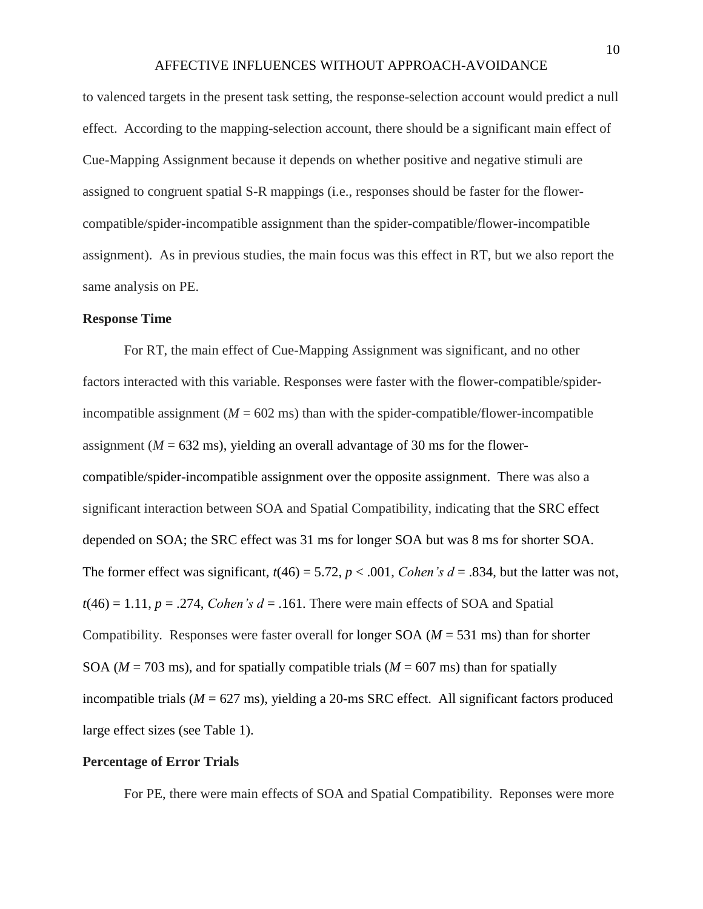to valenced targets in the present task setting, the response-selection account would predict a null effect. According to the mapping-selection account, there should be a significant main effect of Cue-Mapping Assignment because it depends on whether positive and negative stimuli are assigned to congruent spatial S-R mappings (i.e., responses should be faster for the flower-compatible/spider-incompatible assignment than the spider-compatible/flower-incompatible assignment). As in previous studies, the main focus was this effect in RT, but we also report the same analysis on PE.

**Response Time**

For RT, the main effect of Cue-Mapping Assignment was significant, and no other factors interacted with this variable. Responses were faster with the flower-compatible/spider-incompatible assignment (*M* = 602 ms) than with the spider-compatible/flower-incompatible assignment (*M* = 632 ms), yielding an overall advantage of 30 ms for the flower-compatible/spider-incompatible assignment over the opposite assignment. There was also a significant interaction between SOA and Spatial Compatibility, indicating that the SRC effect depended on SOA; the SRC effect was 31 ms for longer SOA but was 8 ms for shorter SOA. The former effect was significant, $t(46) = 5.72$, $p < .001$, *Cohen's d* = .834, but the latter was not, $t(46) = 1.11$, $p = .274$, *Cohen's d* = .161. There were main effects of SOA and Spatial Compatibility. Responses were faster overall for longer SOA (*M* = 531 ms) than for shorter SOA (*M* = 703 ms), and for spatially compatible trials (*M* = 607 ms) than for spatially incompatible trials (*M* = 627 ms), yielding a 20-ms SRC effect. All significant factors produced large effect sizes (see Table 1).

**Percentage of Error Trials**

For PE, there were main effects of SOA and Spatial Compatibility. Reponses were more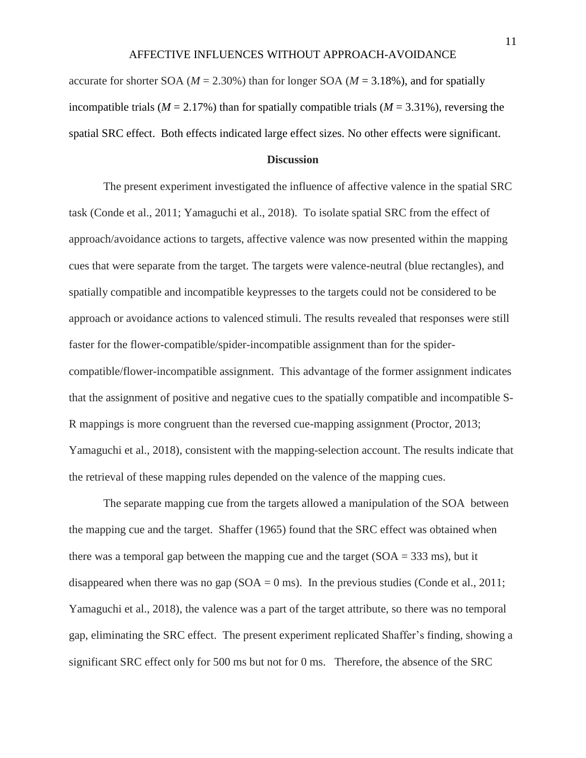accurate for shorter SOA (*M* = 2.30%) than for longer SOA (*M* = 3.18%), and for spatially incompatible trials (*M* = 2.17%) than for spatially compatible trials (*M* = 3.31%), reversing the spatial SRC effect. Both effects indicated large effect sizes. No other effects were significant.

## Discussion

The present experiment investigated the influence of affective valence in the spatial SRC task (Conde et al., 2011; Yamaguchi et al., 2018). To isolate spatial SRC from the effect of approach/avoidance actions to targets, affective valence was now presented within the mapping cues that were separate from the target. The targets were valence-neutral (blue rectangles), and spatially compatible and incompatible keypresses to the targets could not be considered to be approach or avoidance actions to valenced stimuli. The results revealed that responses were still faster for the flower-compatible/spider-incompatible assignment than for the spider-compatible/flower-incompatible assignment. This advantage of the former assignment indicates that the assignment of positive and negative cues to the spatially compatible and incompatible S-R mappings is more congruent than the reversed cue-mapping assignment (Proctor, 2013; Yamaguchi et al., 2018), consistent with the mapping-selection account. The results indicate that the retrieval of these mapping rules depended on the valence of the mapping cues.

The separate mapping cue from the targets allowed a manipulation of the SOA between the mapping cue and the target. Shaffer (1965) found that the SRC effect was obtained when there was a temporal gap between the mapping cue and the target (SOA = 333 ms), but it disappeared when there was no gap (SOA = 0 ms). In the previous studies (Conde et al., 2011; Yamaguchi et al., 2018), the valence was a part of the target attribute, so there was no temporal gap, eliminating the SRC effect. The present experiment replicated Shaffer's finding, showing a significant SRC effect only for 500 ms but not for 0 ms. Therefore, the absence of the SRC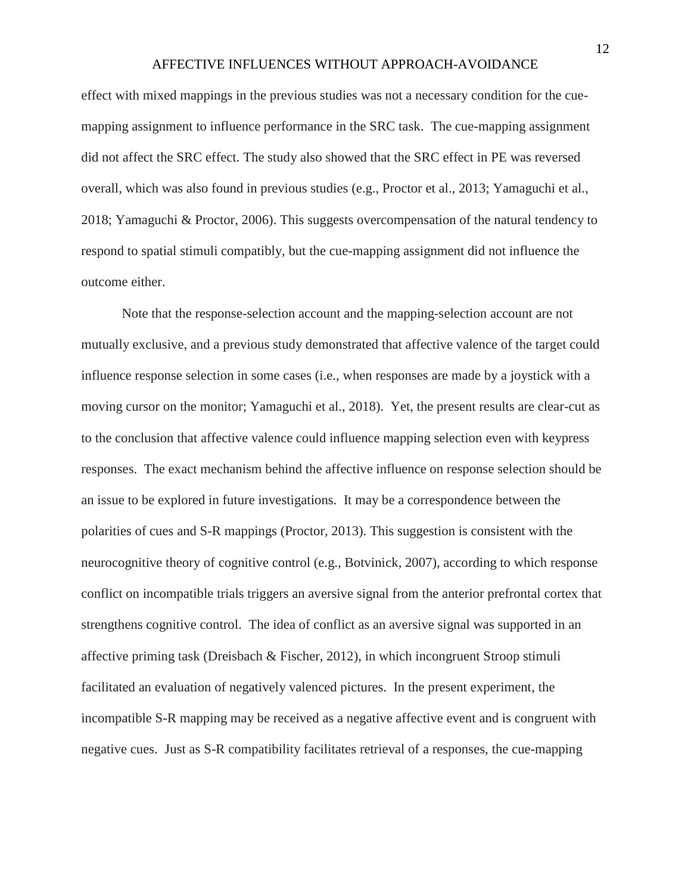effect with mixed mappings in the previous studies was not a necessary condition for the cue-mapping assignment to influence performance in the SRC task. The cue-mapping assignment did not affect the SRC effect. The study also showed that the SRC effect in PE was reversed overall, which was also found in previous studies (e.g., Proctor et al., 2013; Yamaguchi et al., 2018; Yamaguchi & Proctor, 2006). This suggests overcompensation of the natural tendency to respond to spatial stimuli compatibly, but the cue-mapping assignment did not influence the outcome either.

Note that the response-selection account and the mapping-selection account are not mutually exclusive, and a previous study demonstrated that affective valence of the target could influence response selection in some cases (i.e., when responses are made by a joystick with a moving cursor on the monitor; Yamaguchi et al., 2018). Yet, the present results are clear-cut as to the conclusion that affective valence could influence mapping selection even with keypress responses. The exact mechanism behind the affective influence on response selection should be an issue to be explored in future investigations. It may be a correspondence between the polarities of cues and S-R mappings (Proctor, 2013). This suggestion is consistent with the neurocognitive theory of cognitive control (e.g., Botvinick, 2007), according to which response conflict on incompatible trials triggers an aversive signal from the anterior prefrontal cortex that strengthens cognitive control. The idea of conflict as an aversive signal was supported in an affective priming task (Dreisbach & Fischer, 2012), in which incongruent Stroop stimuli facilitated an evaluation of negatively valenced pictures. In the present experiment, the incompatible S-R mapping may be received as a negative affective event and is congruent with negative cues. Just as S-R compatibility facilitates retrieval of a responses, the cue-mapping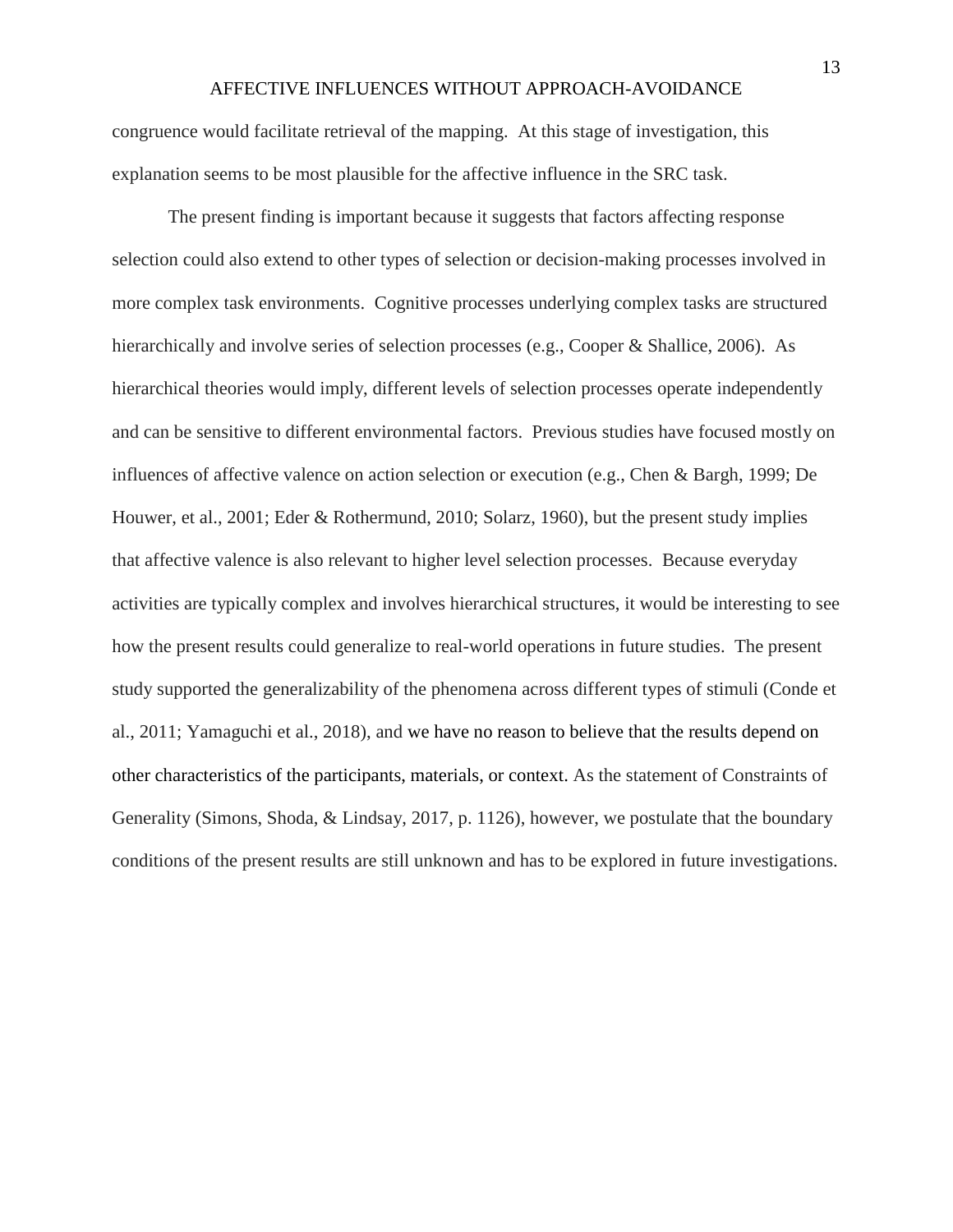congruence would facilitate retrieval of the mapping. At this stage of investigation, this explanation seems to be most plausible for the affective influence in the SRC task.

The present finding is important because it suggests that factors affecting response selection could also extend to other types of selection or decision-making processes involved in more complex task environments. Cognitive processes underlying complex tasks are structured hierarchically and involve series of selection processes (e.g., Cooper & Shallice, 2006). As hierarchical theories would imply, different levels of selection processes operate independently and can be sensitive to different environmental factors. Previous studies have focused mostly on influences of affective valence on action selection or execution (e.g., Chen & Bargh, 1999; De Houwer, et al., 2001; Eder & Rothermund, 2010; Solarz, 1960), but the present study implies that affective valence is also relevant to higher level selection processes. Because everyday activities are typically complex and involves hierarchical structures, it would be interesting to see how the present results could generalize to real-world operations in future studies. The present study supported the generalizability of the phenomena across different types of stimuli (Conde et al., 2011; Yamaguchi et al., 2018), and we have no reason to believe that the results depend on other characteristics of the participants, materials, or context. As the statement of Constraints of Generality (Simons, Shoda, & Lindsay, 2017, p. 1126), however, we postulate that the boundary conditions of the present results are still unknown and has to be explored in future investigations.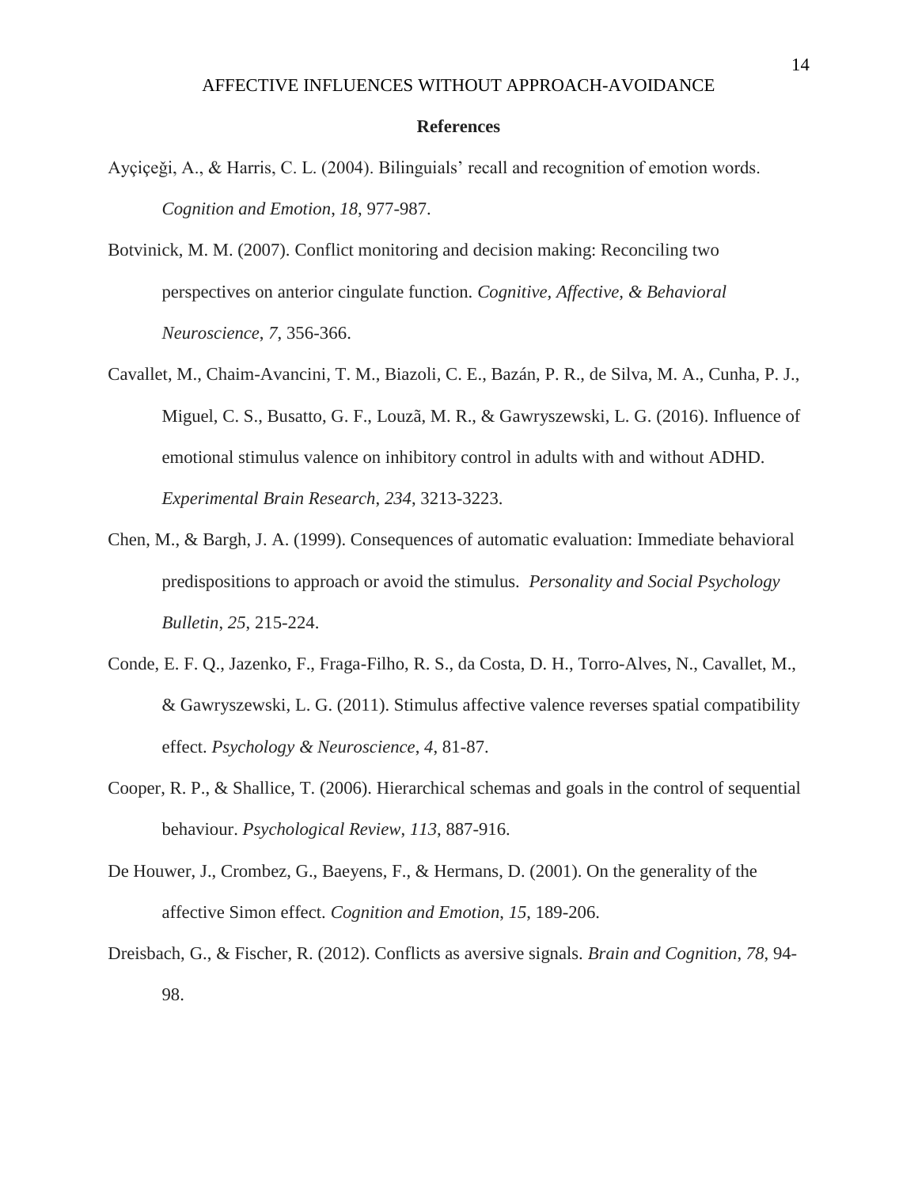## References

Ayçiçeği, A., & Harris, C. L. (2004). Bilinguials' recall and recognition of emotion words. *Cognition and Emotion*, *18*, 977-987.

Botvinick, M. M. (2007). Conflict monitoring and decision making: Reconciling two perspectives on anterior cingulate function. *Cognitive, Affective, & Behavioral Neuroscience*, *7*, 356-366.

Cavallet, M., Chaim-Avancini, T. M., Biazoli, C. E., Bazán, P. R., de Silva, M. A., Cunha, P. J., Miguel, C. S., Busatto, G. F., Louzã, M. R., & Gawryszewski, L. G. (2016). Influence of emotional stimulus valence on inhibitory control in adults with and without ADHD. *Experimental Brain Research*, *234*, 3213-3223.

Chen, M., & Bargh, J. A. (1999). Consequences of automatic evaluation: Immediate behavioral predispositions to approach or avoid the stimulus. *Personality and Social Psychology Bulletin*, *25*, 215-224.

Conde, E. F. Q., Jazenko, F., Fraga-Filho, R. S., da Costa, D. H., Torro-Alves, N., Cavallet, M., & Gawryszewski, L. G. (2011). Stimulus affective valence reverses spatial compatibility effect. *Psychology & Neuroscience*, *4*, 81-87.

Cooper, R. P., & Shallice, T. (2006). Hierarchical schemas and goals in the control of sequential behaviour. *Psychological Review*, *113*, 887-916.

De Houwer, J., Crombez, G., Baeyens, F., & Hermans, D. (2001). On the generality of the affective Simon effect. *Cognition and Emotion*, *15*, 189-206.

Dreisbach, G., & Fischer, R. (2012). Conflicts as aversive signals. *Brain and Cognition*, *78*, 94-98.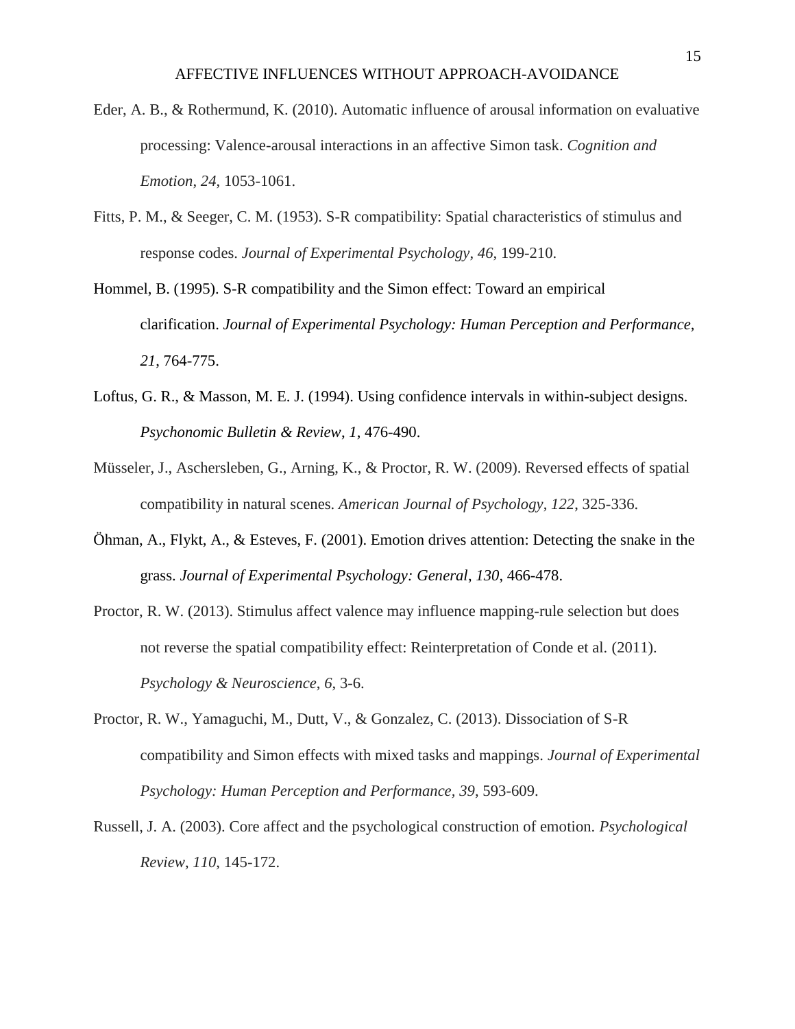Eder, A. B., & Rothermund, K. (2010). Automatic influence of arousal information on evaluative processing: Valence-arousal interactions in an affective Simon task. *Cognition and Emotion*, *24*, 1053-1061.

Fitts, P. M., & Seeger, C. M. (1953). S-R compatibility: Spatial characteristics of stimulus and response codes. *Journal of Experimental Psychology*, *46*, 199-210.

Hommel, B. (1995). S-R compatibility and the Simon effect: Toward an empirical clarification. *Journal of Experimental Psychology: Human Perception and Performance*, *21*, 764-775.

Loftus, G. R., & Masson, M. E. J. (1994). Using confidence intervals in within-subject designs. *Psychonomic Bulletin & Review*, *1*, 476-490.

Müsseler, J., Aschersleben, G., Arning, K., & Proctor, R. W. (2009). Reversed effects of spatial compatibility in natural scenes. *American Journal of Psychology*, *122*, 325-336.

Öhman, A., Flykt, A., & Esteves, F. (2001). Emotion drives attention: Detecting the snake in the grass. *Journal of Experimental Psychology: General*, *130*, 466-478.

Proctor, R. W. (2013). Stimulus affect valence may influence mapping-rule selection but does not reverse the spatial compatibility effect: Reinterpretation of Conde et al. (2011). *Psychology & Neuroscience*, *6*, 3-6.

Proctor, R. W., Yamaguchi, M., Dutt, V., & Gonzalez, C. (2013). Dissociation of S-R compatibility and Simon effects with mixed tasks and mappings. *Journal of Experimental Psychology: Human Perception and Performance*, *39*, 593-609.

Russell, J. A. (2003). Core affect and the psychological construction of emotion. *Psychological Review*, *110*, 145-172.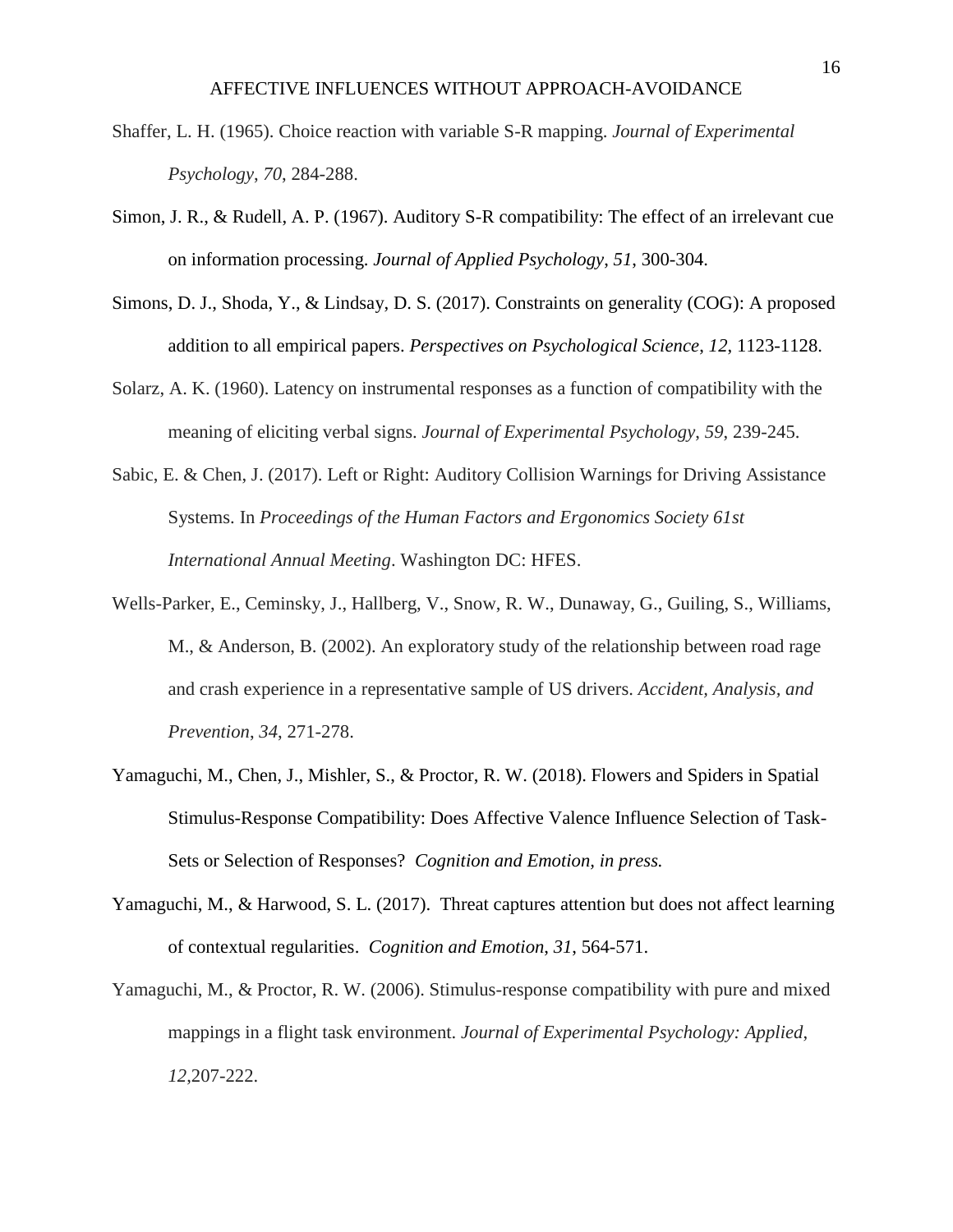Shaffer, L. H. (1965). Choice reaction with variable S-R mapping. *Journal of Experimental Psychology*, *70*, 284-288.

Simon, J. R., & Rudell, A. P. (1967). Auditory S-R compatibility: The effect of an irrelevant cue on information processing. *Journal of Applied Psychology*, *51*, 300-304.

Simons, D. J., Shoda, Y., & Lindsay, D. S. (2017). Constraints on generality (COG): A proposed addition to all empirical papers. *Perspectives on Psychological Science*, *12*, 1123-1128.

Solarz, A. K. (1960). Latency on instrumental responses as a function of compatibility with the meaning of eliciting verbal signs. *Journal of Experimental Psychology*, *59*, 239-245.

Sabic, E. & Chen, J. (2017). Left or Right: Auditory Collision Warnings for Driving Assistance Systems. In *Proceedings of the Human Factors and Ergonomics Society 61st International Annual Meeting*. Washington DC: HFES.

Wells-Parker, E., Ceminsky, J., Hallberg, V., Snow, R. W., Dunaway, G., Guiling, S., Williams, M., & Anderson, B. (2002). An exploratory study of the relationship between road rage and crash experience in a representative sample of US drivers. *Accident, Analysis, and Prevention*, *34*, 271-278.

Yamaguchi, M., Chen, J., Mishler, S., & Proctor, R. W. (2018). Flowers and Spiders in Spatial Stimulus-Response Compatibility: Does Affective Valence Influence Selection of Task-Sets or Selection of Responses? *Cognition and Emotion, in press.*

Yamaguchi, M., & Harwood, S. L. (2017). Threat captures attention but does not affect learning of contextual regularities. *Cognition and Emotion*, *31*, 564-571.

Yamaguchi, M., & Proctor, R. W. (2006). Stimulus-response compatibility with pure and mixed mappings in a flight task environment. *Journal of Experimental Psychology: Applied*, *12*,207-222.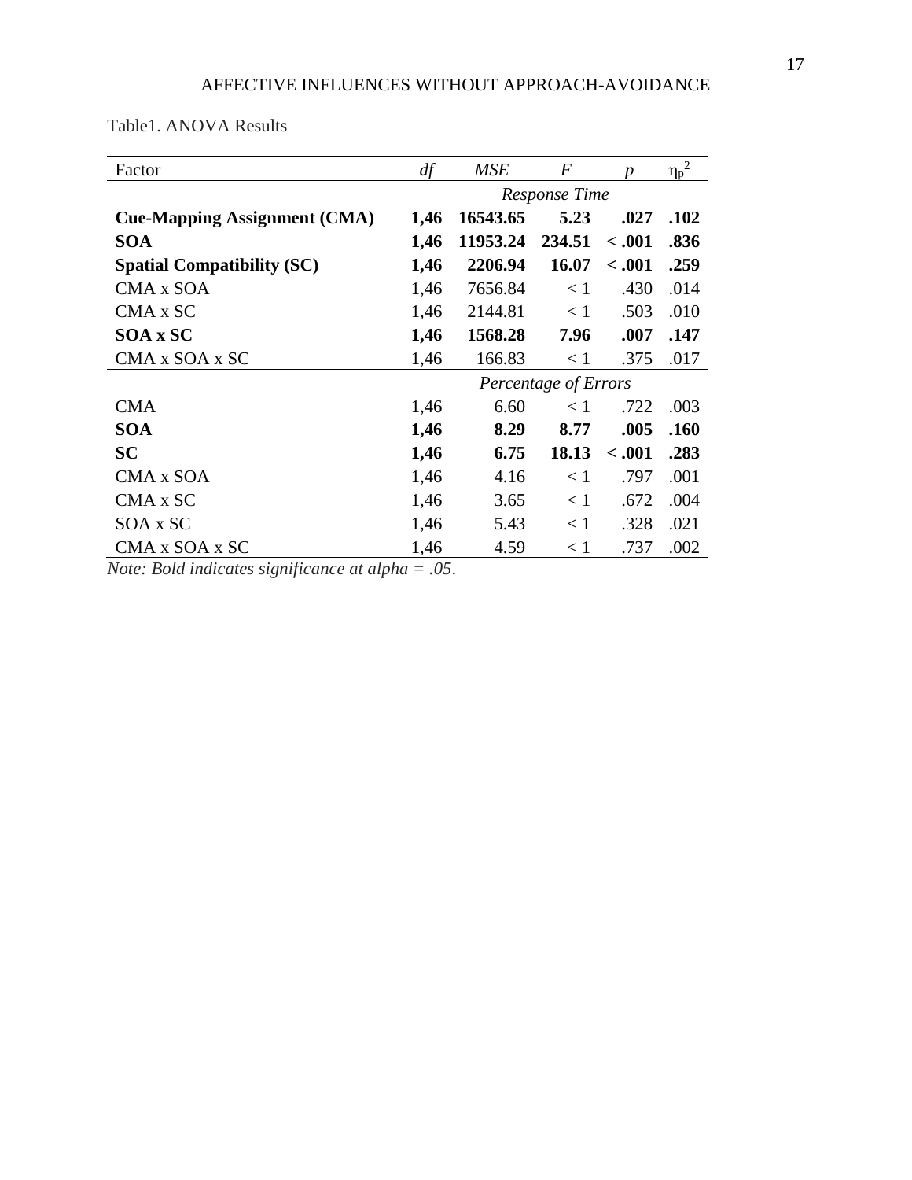Table1. ANOVA Results

| Factor | *df* | *MSE* | *F* | *p* | $\eta_p^2$ |
|---|---|---|---|---|---|
| | | | *Response Time* | | |
| **Cue-Mapping Assignment (CMA)** | **1,46** | **16543.65** | **5.23** | **.027** | **.102** |
| **SOA** | **1,46** | **11953.24** | **234.51** | **< .001** | **.836** |
| **Spatial Compatibility (SC)** | **1,46** | **2206.94** | **16.07** | **< .001** | **.259** |
| CMA x SOA | 1,46 | 7656.84 | < 1 | .430 | .014 |
| CMA x SC | 1,46 | 2144.81 | < 1 | .503 | .010 |
| **SOA x SC** | **1,46** | **1568.28** | **7.96** | **.007** | **.147** |
| CMA x SOA x SC | 1,46 | 166.83 | < 1 | .375 | .017 |
| | | | *Percentage of Errors* | | |
| CMA | 1,46 | 6.60 | < 1 | .722 | .003 |
| **SOA** | **1,46** | **8.29** | **8.77** | **.005** | **.160** |
| **SC** | **1,46** | **6.75** | **18.13** | **< .001** | **.283** |
| CMA x SOA | 1,46 | 4.16 | < 1 | .797 | .001 |
| CMA x SC | 1,46 | 3.65 | < 1 | .672 | .004 |
| SOA x SC | 1,46 | 5.43 | < 1 | .328 | .021 |
| CMA x SOA x SC | 1,46 | 4.59 | < 1 | .737 | .002 |

*Note: Bold indicates significance at alpha = .05.*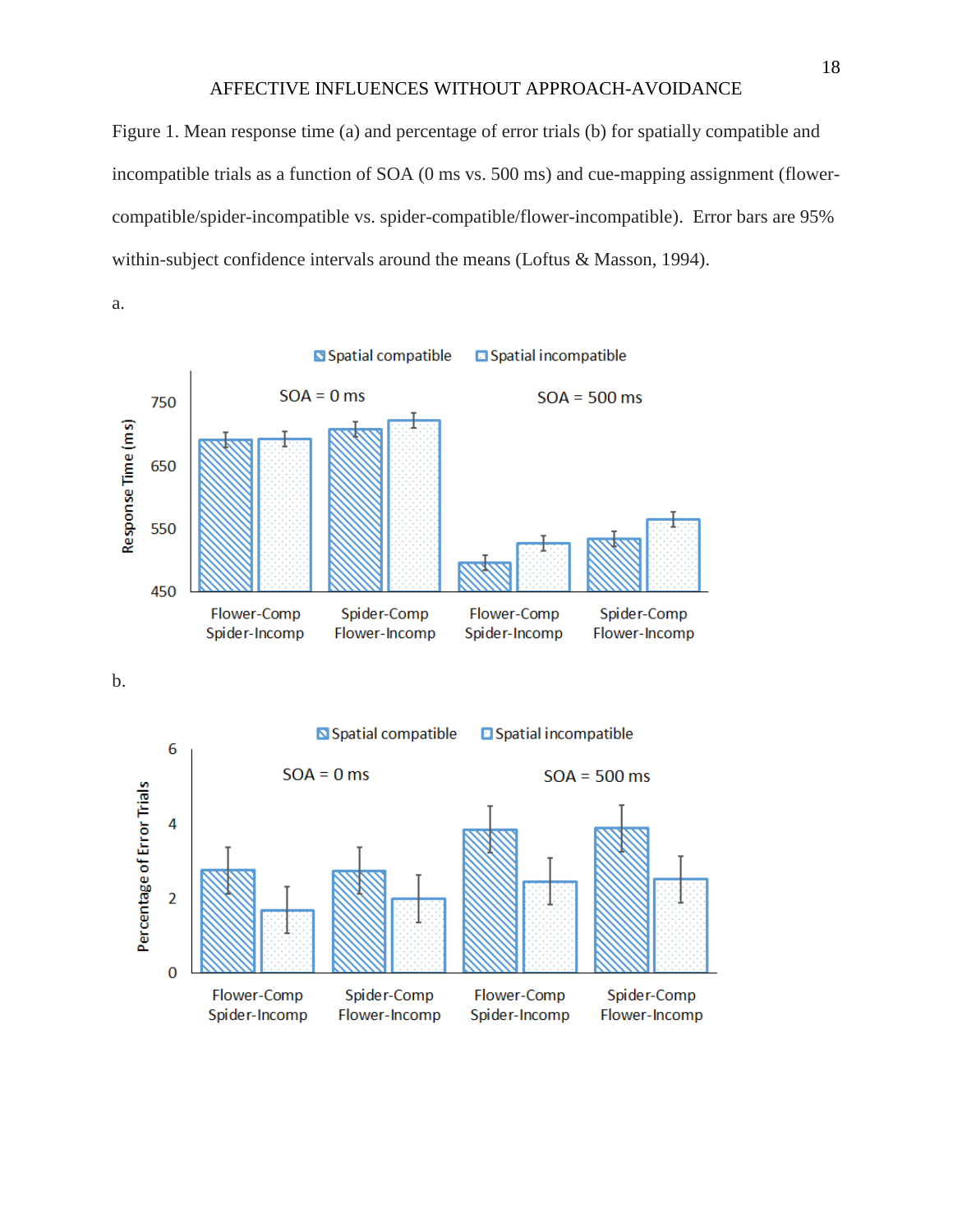Figure 1. Mean response time (a) and percentage of error trials (b) for spatially compatible and incompatible trials as a function of SOA (0 ms vs. 500 ms) and cue-mapping assignment (flower-compatible/spider-incompatible vs. spider-compatible/flower-incompatible). Error bars are 95% within-subject confidence intervals around the means (Loftus & Masson, 1994).

a.

Spatial compatible
Spatial incompatible

SOA = 0 ms
SOA = 500 ms

Response Time (ms)

750
650
550
450

Flower-Comp Spider-Incomp
Spider-Comp Flower-Incomp
Flower-Comp Spider-Incomp
Spider-Comp Flower-Incomp

b.

Spatial compatible
Spatial incompatible

SOA = 0 ms
SOA = 500 ms

Percentage of Error Trials

6
4
2
0

Flower-Comp Spider-Incomp
Spider-Comp Flower-Incomp
Flower-Comp Spider-Incomp
Spider-Comp Flower-Incomp